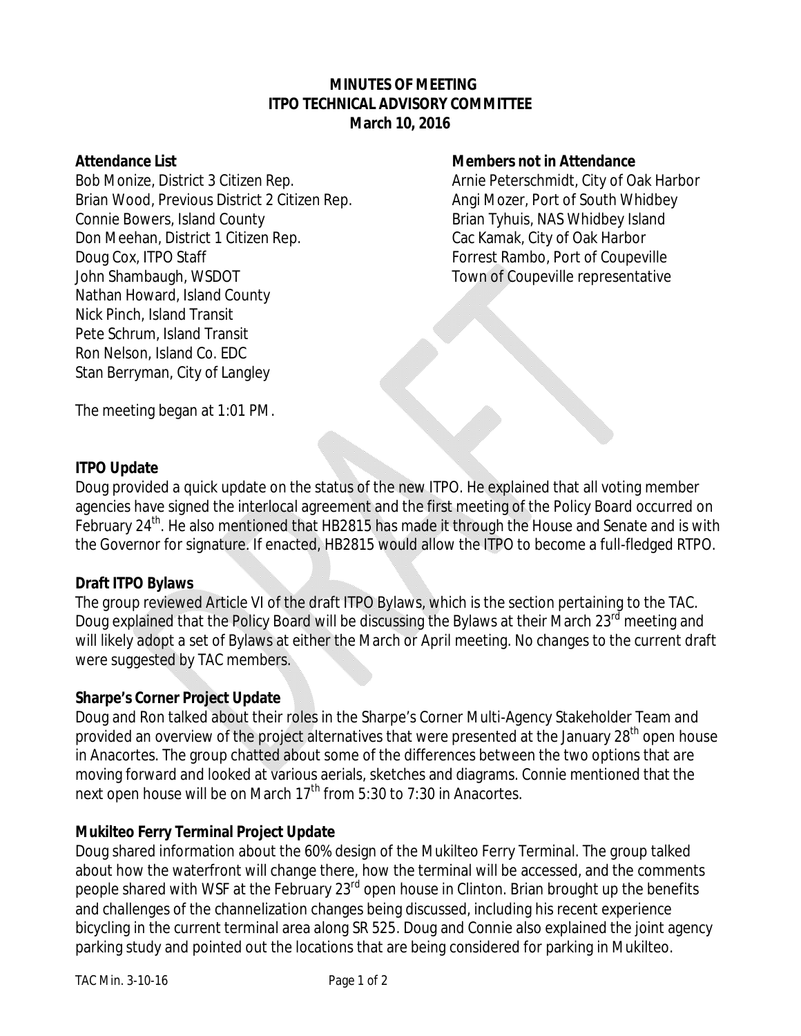**MINUTES OF MEETING**
**ITPO TECHNICAL ADVISORY COMMITTEE**
**March 10, 2016**

**Attendance List**

Bob Monize, District 3 Citizen Rep.
Brian Wood, Previous District 2 Citizen Rep.
Connie Bowers, Island County
Don Meehan, District 1 Citizen Rep.
Doug Cox, ITPO Staff
John Shambaugh, WSDOT
Nathan Howard, Island County
Nick Pinch, Island Transit
Pete Schrum, Island Transit
Ron Nelson, Island Co. EDC
Stan Berryman, City of Langley

**Members not in Attendance**

Arnie Peterschmidt, City of Oak Harbor
Angi Mozer, Port of South Whidbey
Brian Tyhuis, NAS Whidbey Island
Cac Kamak, City of Oak Harbor
Forrest Rambo, Port of Coupeville
Town of Coupeville representative

The meeting began at 1:01 PM.

**ITPO Update**

Doug provided a quick update on the status of the new ITPO. He explained that all voting member agencies have signed the interlocal agreement and the first meeting of the Policy Board occurred on February 24th. He also mentioned that HB2815 has made it through the House and Senate and is with the Governor for signature. If enacted, HB2815 would allow the ITPO to become a full-fledged RTPO.

**Draft ITPO Bylaws**

The group reviewed Article VI of the draft ITPO Bylaws, which is the section pertaining to the TAC. Doug explained that the Policy Board will be discussing the Bylaws at their March 23rd meeting and will likely adopt a set of Bylaws at either the March or April meeting. No changes to the current draft were suggested by TAC members.

**Sharpe's Corner Project Update**

Doug and Ron talked about their roles in the Sharpe's Corner Multi-Agency Stakeholder Team and provided an overview of the project alternatives that were presented at the January 28th open house in Anacortes. The group chatted about some of the differences between the two options that are moving forward and looked at various aerials, sketches and diagrams. Connie mentioned that the next open house will be on March 17th from 5:30 to 7:30 in Anacortes.

**Mukilteo Ferry Terminal Project Update**

Doug shared information about the 60% design of the Mukilteo Ferry Terminal. The group talked about how the waterfront will change there, how the terminal will be accessed, and the comments people shared with WSF at the February 23rd open house in Clinton. Brian brought up the benefits and challenges of the channelization changes being discussed, including his recent experience bicycling in the current terminal area along SR 525. Doug and Connie also explained the joint agency parking study and pointed out the locations that are being considered for parking in Mukilteo.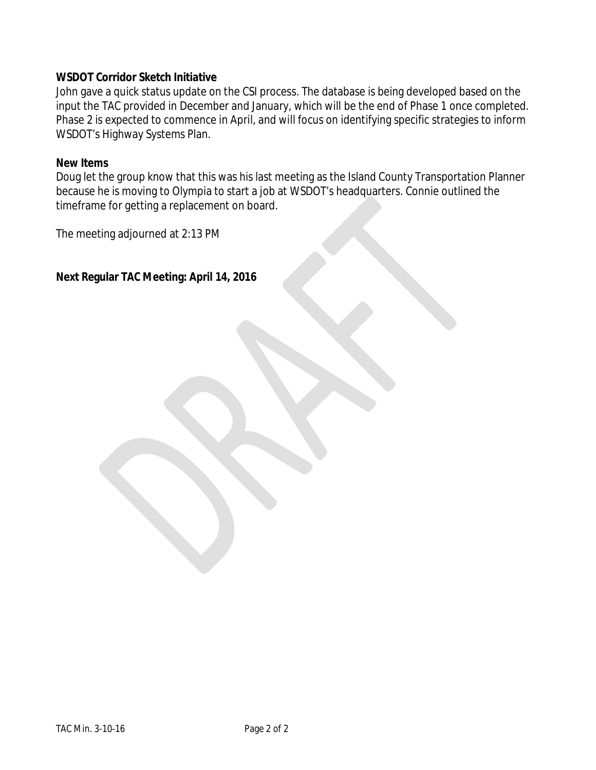**WSDOT Corridor Sketch Initiative**

John gave a quick status update on the CSI process. The database is being developed based on the input the TAC provided in December and January, which will be the end of Phase 1 once completed. Phase 2 is expected to commence in April, and will focus on identifying specific strategies to inform WSDOT's Highway Systems Plan.

**New Items**

Doug let the group know that this was his last meeting as the Island County Transportation Planner because he is moving to Olympia to start a job at WSDOT's headquarters. Connie outlined the timeframe for getting a replacement on board.

The meeting adjourned at 2:13 PM

**Next Regular TAC Meeting: April 14, 2016**